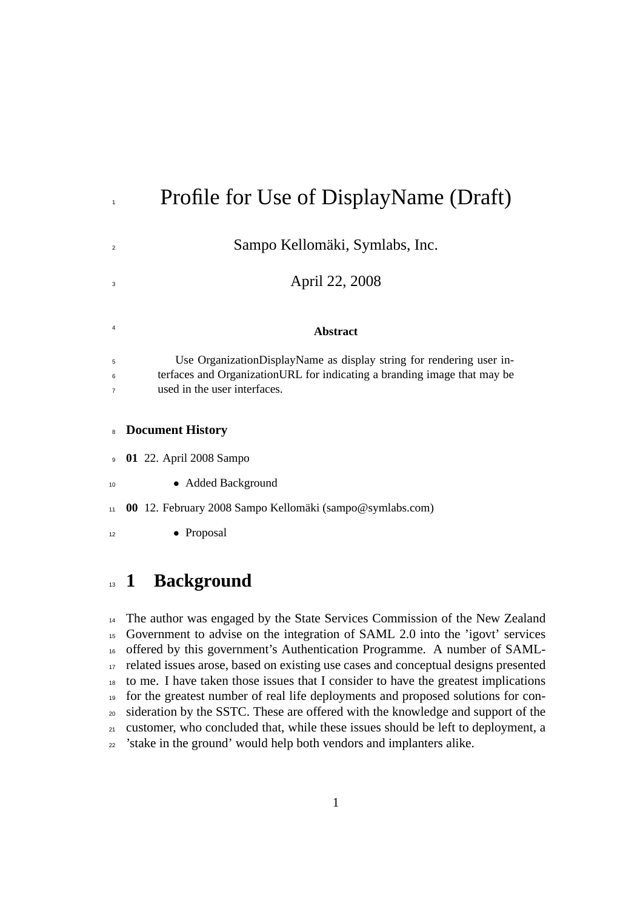# Profile for Use of DisplayName (Draft)

Sampo Kellomäki, Symlabs, Inc.

April 22, 2008

**Abstract**

Use OrganizationDisplayName as display string for rendering user interfaces and OrganizationURL for indicating a branding image that may be used in the user interfaces.

### Document History

**01** 22. April 2008 Sampo

- Added Background

**00** 12. February 2008 Sampo Kellomäki (sampo@symlabs.com)

- Proposal

## 1 Background

The author was engaged by the State Services Commission of the New Zealand Government to advise on the integration of SAML 2.0 into the 'igovt' services offered by this government's Authentication Programme. A number of SAML-related issues arose, based on existing use cases and conceptual designs presented to me. I have taken those issues that I consider to have the greatest implications for the greatest number of real life deployments and proposed solutions for consideration by the SSTC. These are offered with the knowledge and support of the customer, who concluded that, while these issues should be left to deployment, a 'stake in the ground' would help both vendors and implanters alike.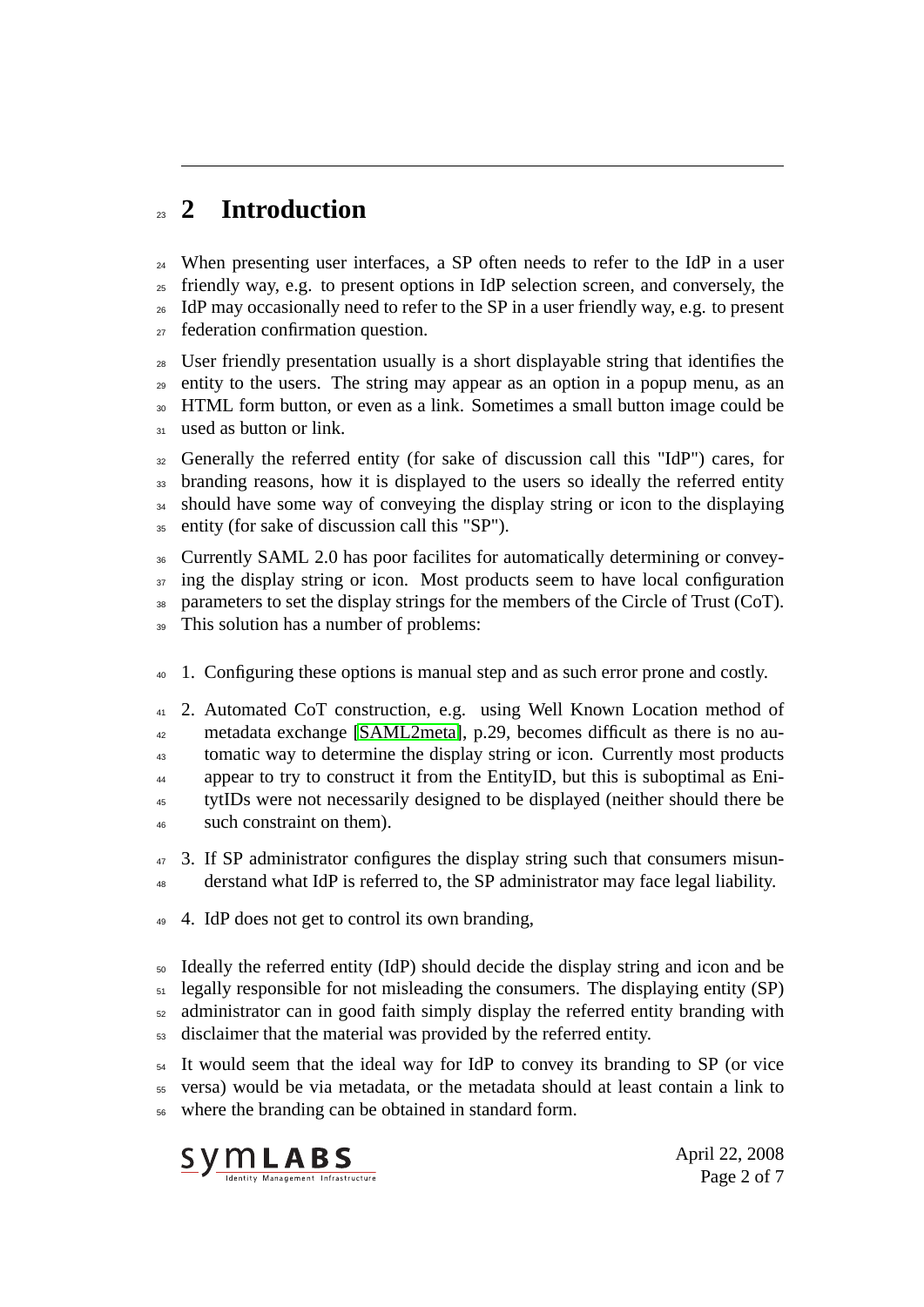# 2 Introduction

When presenting user interfaces, a SP often needs to refer to the IdP in a user friendly way, e.g. to present options in IdP selection screen, and conversely, the IdP may occasionally need to refer to the SP in a user friendly way, e.g. to present federation confirmation question.

User friendly presentation usually is a short displayable string that identifies the entity to the users. The string may appear as an option in a popup menu, as an HTML form button, or even as a link. Sometimes a small button image could be used as button or link.

Generally the referred entity (for sake of discussion call this "IdP") cares, for branding reasons, how it is displayed to the users so ideally the referred entity should have some way of conveying the display string or icon to the displaying entity (for sake of discussion call this "SP").

Currently SAML 2.0 has poor facilites for automatically determining or conveying the display string or icon. Most products seem to have local configuration parameters to set the display strings for the members of the Circle of Trust (CoT). This solution has a number of problems:

1. Configuring these options is manual step and as such error prone and costly.
2. Automated CoT construction, e.g. using Well Known Location method of metadata exchange [SAML2meta], p.29, becomes difficult as there is no automatic way to determine the display string or icon. Currently most products appear to try to construct it from the EntityID, but this is suboptimal as EnitytIDs were not necessarily designed to be displayed (neither should there be such constraint on them).
3. If SP administrator configures the display string such that consumers misunderstand what IdP is referred to, the SP administrator may face legal liability.
4. IdP does not get to control its own branding,

Ideally the referred entity (IdP) should decide the display string and icon and be legally responsible for not misleading the consumers. The displaying entity (SP) administrator can in good faith simply display the referred entity branding with disclaimer that the material was provided by the referred entity.

It would seem that the ideal way for IdP to convey its branding to SP (or vice versa) would be via metadata, or the metadata should at least contain a link to where the branding can be obtained in standard form.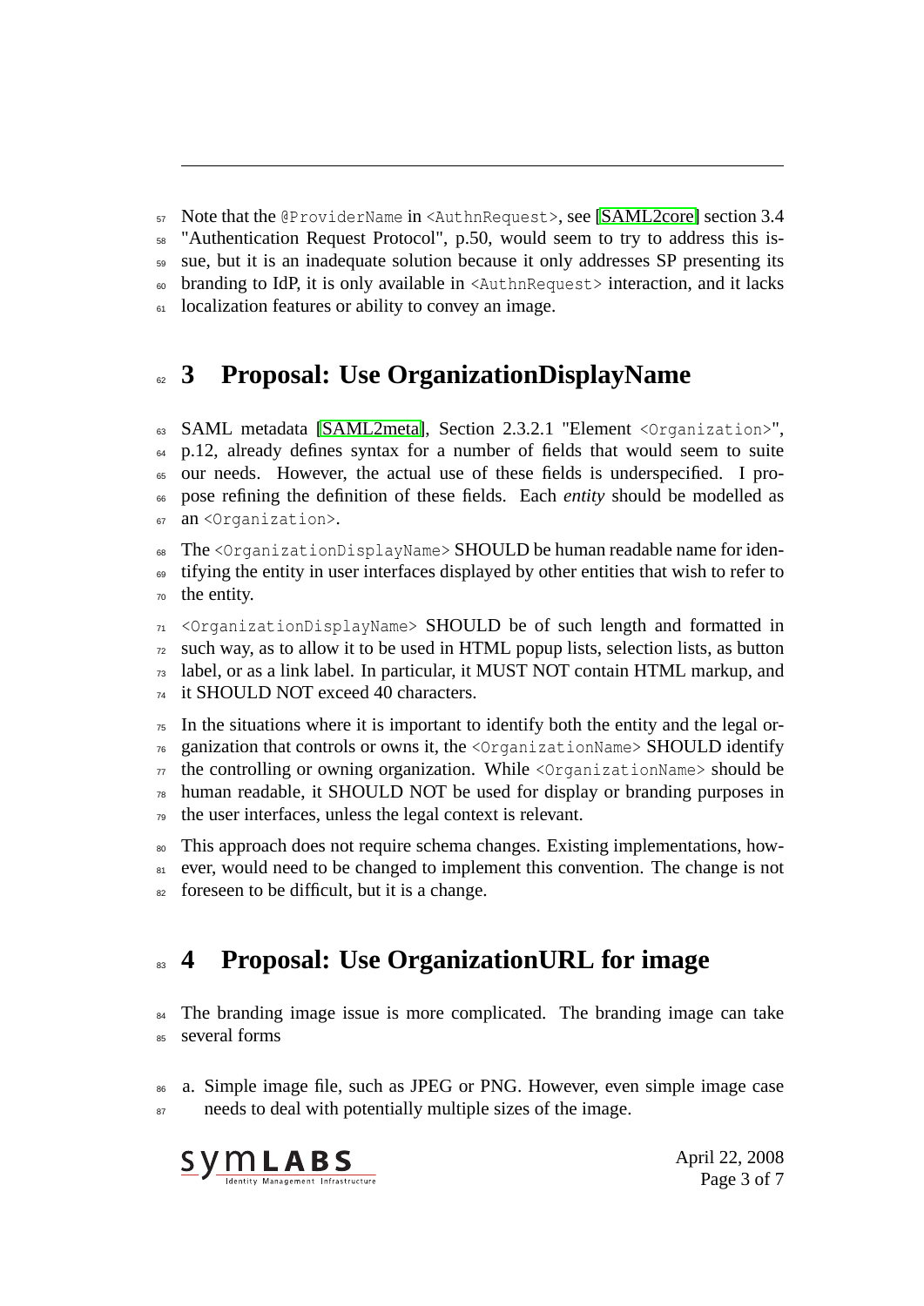Note that the `@ProviderName` in `<AuthnRequest>`, see [SAML2core] section 3.4 "Authentication Request Protocol", p.50, would seem to try to address this issue, but it is an inadequate solution because it only addresses SP presenting its branding to IdP, it is only available in `<AuthnRequest>` interaction, and it lacks localization features or ability to convey an image.

# 3 Proposal: Use OrganizationDisplayName

SAML metadata [SAML2meta], Section 2.3.2.1 "Element `<Organization>`", p.12, already defines syntax for a number of fields that would seem to suite our needs. However, the actual use of these fields is underspecified. I propose refining the definition of these fields. Each *entity* should be modelled as an `<Organization>`.

The `<OrganizationDisplayName>` SHOULD be human readable name for identifying the entity in user interfaces displayed by other entities that wish to refer to the entity.

`<OrganizationDisplayName>` SHOULD be of such length and formatted in such way, as to allow it to be used in HTML popup lists, selection lists, as button label, or as a link label. In particular, it MUST NOT contain HTML markup, and it SHOULD NOT exceed 40 characters.

In the situations where it is important to identify both the entity and the legal organization that controls or owns it, the `<OrganizationName>` SHOULD identify the controlling or owning organization. While `<OrganizationName>` should be human readable, it SHOULD NOT be used for display or branding purposes in the user interfaces, unless the legal context is relevant.

This approach does not require schema changes. Existing implementations, however, would need to be changed to implement this convention. The change is not foreseen to be difficult, but it is a change.

# 4 Proposal: Use OrganizationURL for image

The branding image issue is more complicated. The branding image can take several forms

a. Simple image file, such as JPEG or PNG. However, even simple image case needs to deal with potentially multiple sizes of the image.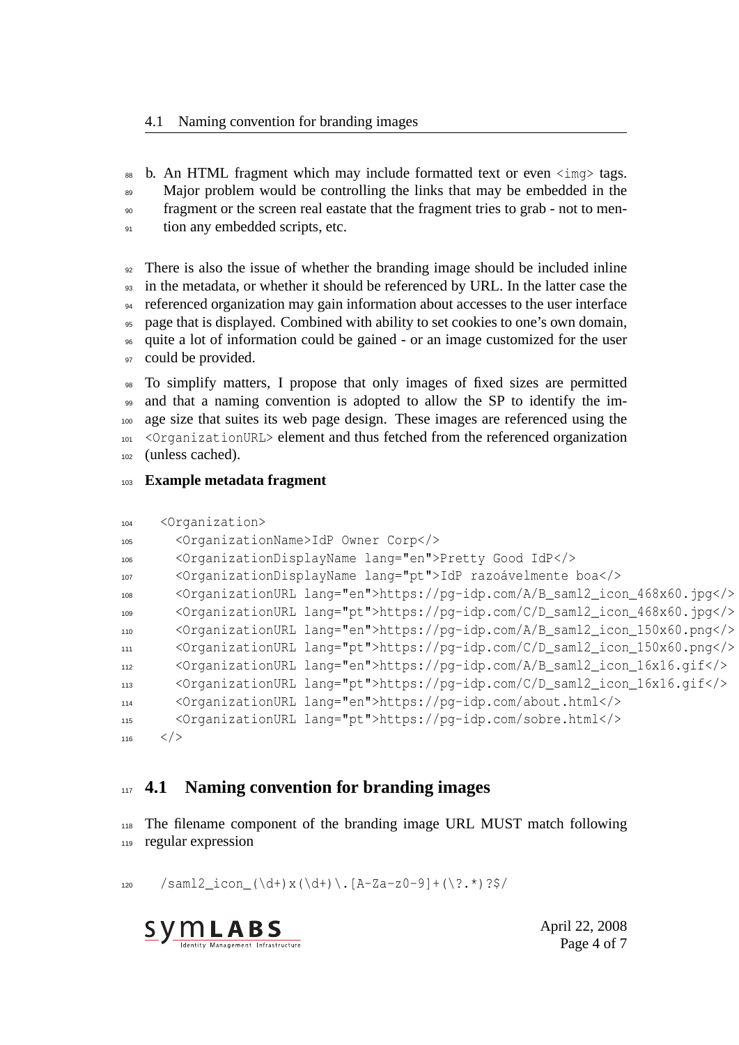b. An HTML fragment which may include formatted text or even `<img>` tags. Major problem would be controlling the links that may be embedded in the fragment or the screen real eastate that the fragment tries to grab - not to mention any embedded scripts, etc.

There is also the issue of whether the branding image should be included inline in the metadata, or whether it should be referenced by URL. In the latter case the referenced organization may gain information about accesses to the user interface page that is displayed. Combined with ability to set cookies to one's own domain, quite a lot of information could be gained - or an image customized for the user could be provided.

To simplify matters, I propose that only images of fixed sizes are permitted and that a naming convention is adopted to allow the SP to identify the image size that suites its web page design. These images are referenced using the `<OrganizationURL>` element and thus fetched from the referenced organization (unless cached).

**Example metadata fragment**

```
<Organization>
  <OrganizationName>IdP Owner Corp</>
  <OrganizationDisplayName lang="en">Pretty Good IdP</>
  <OrganizationDisplayName lang="pt">IdP razoávelmente boa</>
  <OrganizationURL lang="en">https://pg-idp.com/A/B_saml2_icon_468x60.jpg</>
  <OrganizationURL lang="pt">https://pg-idp.com/C/D_saml2_icon_468x60.jpg</>
  <OrganizationURL lang="en">https://pg-idp.com/A/B_saml2_icon_150x60.png</>
  <OrganizationURL lang="pt">https://pg-idp.com/C/D_saml2_icon_150x60.png</>
  <OrganizationURL lang="en">https://pg-idp.com/A/B_saml2_icon_16x16.gif</>
  <OrganizationURL lang="pt">https://pg-idp.com/C/D_saml2_icon_16x16.gif</>
  <OrganizationURL lang="en">https://pg-idp.com/about.html</>
  <OrganizationURL lang="pt">https://pg-idp.com/sobre.html</>
</>
```

## 4.1 Naming convention for branding images

The filename component of the branding image URL MUST match following regular expression

```
/saml2_icon_(\d+)x(\d+)\.[A-Za-z0-9]+(\?.*)?$/
```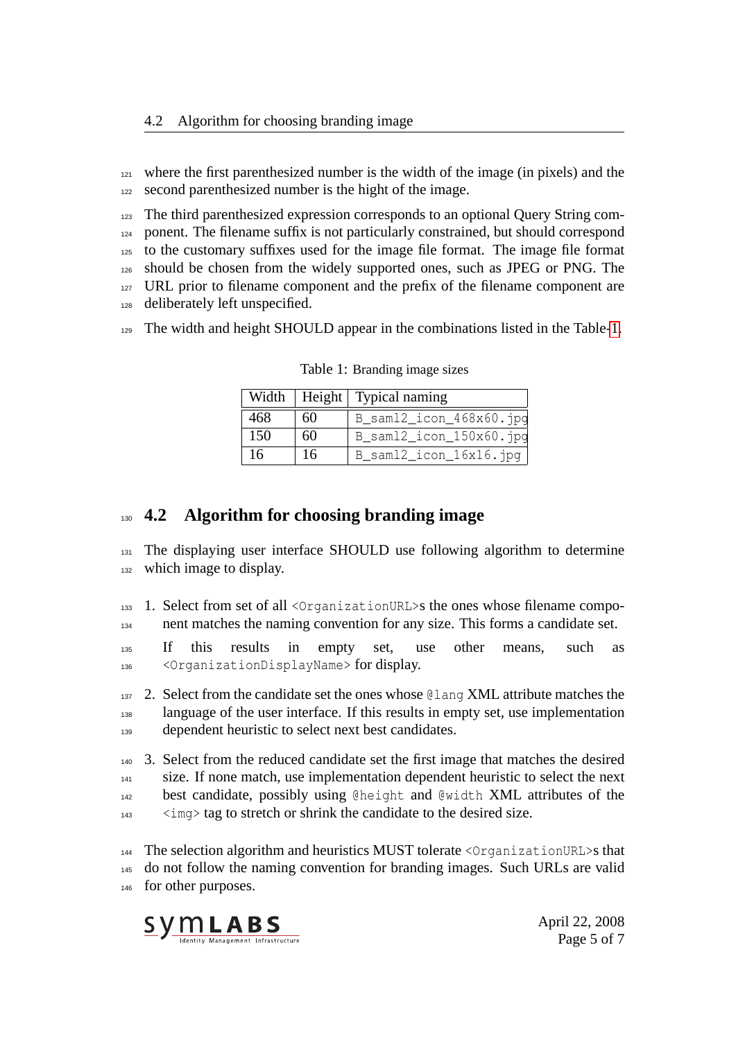where the first parenthesized number is the width of the image (in pixels) and the second parenthesized number is the hight of the image.

The third parenthesized expression corresponds to an optional Query String component. The filename suffix is not particularly constrained, but should correspond to the customary suffixes used for the image file format. The image file format should be chosen from the widely supported ones, such as JPEG or PNG. The URL prior to filename component and the prefix of the filename component are deliberately left unspecified.

The width and height SHOULD appear in the combinations listed in the Table 1.

Table 1: Branding image sizes

| Width | Height | Typical naming |
|---|---|---|
| 468 | 60 | `B_saml2_icon_468x60.jpg` |
| 150 | 60 | `B_saml2_icon_150x60.jpg` |
| 16 | 16 | `B_saml2_icon_16x16.jpg` |

## 4.2 Algorithm for choosing branding image

The displaying user interface SHOULD use following algorithm to determine which image to display.

1. Select from set of all `<OrganizationURL>`s the ones whose filename component matches the naming convention for any size. This forms a candidate set.

   If this results in empty set, use other means, such as `<OrganizationDisplayName>` for display.

2. Select from the candidate set the ones whose `@lang` XML attribute matches the language of the user interface. If this results in empty set, use implementation dependent heuristic to select next best candidates.

3. Select from the reduced candidate set the first image that matches the desired size. If none match, use implementation dependent heuristic to select the next best candidate, possibly using `@height` and `@width` XML attributes of the `<img>` tag to stretch or shrink the candidate to the desired size.

The selection algorithm and heuristics MUST tolerate `<OrganizationURL>`s that do not follow the naming convention for branding images. Such URLs are valid for other purposes.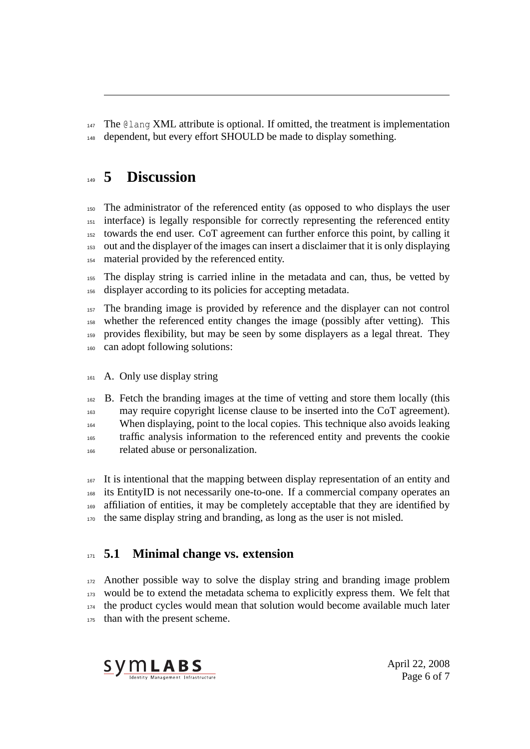The `@lang` XML attribute is optional. If omitted, the treatment is implementation dependent, but every effort SHOULD be made to display something.

# 5 Discussion

The administrator of the referenced entity (as opposed to who displays the user interface) is legally responsible for correctly representing the referenced entity towards the end user. CoT agreement can further enforce this point, by calling it out and the displayer of the images can insert a disclaimer that it is only displaying material provided by the referenced entity.

The display string is carried inline in the metadata and can, thus, be vetted by displayer according to its policies for accepting metadata.

The branding image is provided by reference and the displayer can not control whether the referenced entity changes the image (possibly after vetting). This provides flexibility, but may be seen by some displayers as a legal threat. They can adopt following solutions:

A. Only use display string

B. Fetch the branding images at the time of vetting and store them locally (this may require copyright license clause to be inserted into the CoT agreement). When displaying, point to the local copies. This technique also avoids leaking traffic analysis information to the referenced entity and prevents the cookie related abuse or personalization.

It is intentional that the mapping between display representation of an entity and its EntityID is not necessarily one-to-one. If a commercial company operates an affiliation of entities, it may be completely acceptable that they are identified by the same display string and branding, as long as the user is not misled.

## 5.1 Minimal change vs. extension

Another possible way to solve the display string and branding image problem would be to extend the metadata schema to explicitly express them. We felt that the product cycles would mean that solution would become available much later than with the present scheme.

April 22, 2008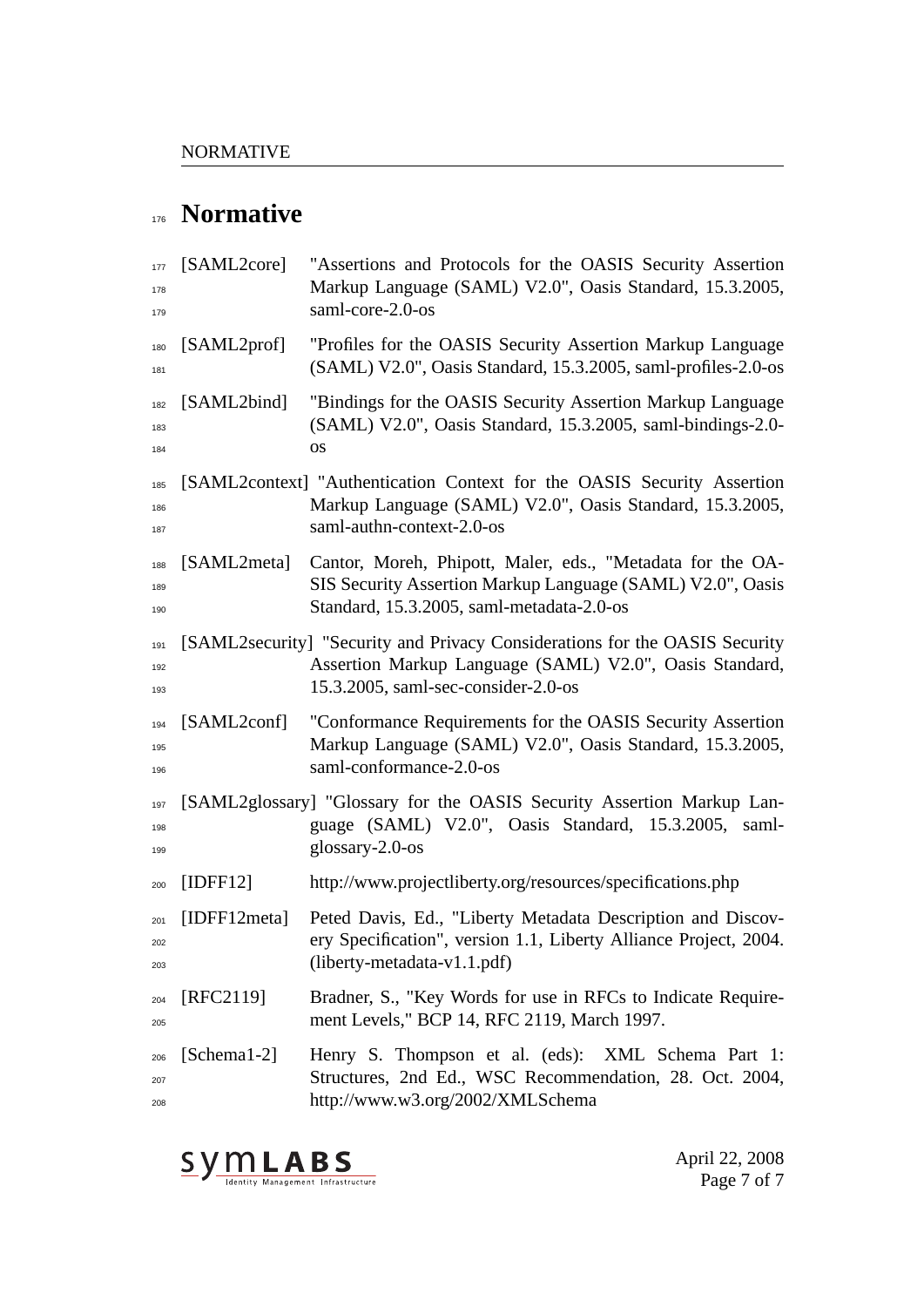# Normative

[SAML2core] "Assertions and Protocols for the OASIS Security Assertion Markup Language (SAML) V2.0", Oasis Standard, 15.3.2005, saml-core-2.0-os

[SAML2prof] "Profiles for the OASIS Security Assertion Markup Language (SAML) V2.0", Oasis Standard, 15.3.2005, saml-profiles-2.0-os

[SAML2bind] "Bindings for the OASIS Security Assertion Markup Language (SAML) V2.0", Oasis Standard, 15.3.2005, saml-bindings-2.0-os

[SAML2context] "Authentication Context for the OASIS Security Assertion Markup Language (SAML) V2.0", Oasis Standard, 15.3.2005, saml-authn-context-2.0-os

[SAML2meta] Cantor, Moreh, Phipott, Maler, eds., "Metadata for the OASIS Security Assertion Markup Language (SAML) V2.0", Oasis Standard, 15.3.2005, saml-metadata-2.0-os

[SAML2security] "Security and Privacy Considerations for the OASIS Security Assertion Markup Language (SAML) V2.0", Oasis Standard, 15.3.2005, saml-sec-consider-2.0-os

[SAML2conf] "Conformance Requirements for the OASIS Security Assertion Markup Language (SAML) V2.0", Oasis Standard, 15.3.2005, saml-conformance-2.0-os

[SAML2glossary] "Glossary for the OASIS Security Assertion Markup Language (SAML) V2.0", Oasis Standard, 15.3.2005, saml-glossary-2.0-os

[IDFF12] http://www.projectliberty.org/resources/specifications.php

[IDFF12meta] Peted Davis, Ed., "Liberty Metadata Description and Discovery Specification", version 1.1, Liberty Alliance Project, 2004. (liberty-metadata-v1.1.pdf)

[RFC2119] Bradner, S., "Key Words for use in RFCs to Indicate Requirement Levels," BCP 14, RFC 2119, March 1997.

[Schema1-2] Henry S. Thompson et al. (eds): XML Schema Part 1: Structures, 2nd Ed., WSC Recommendation, 28. Oct. 2004, http://www.w3.org/2002/XMLSchema